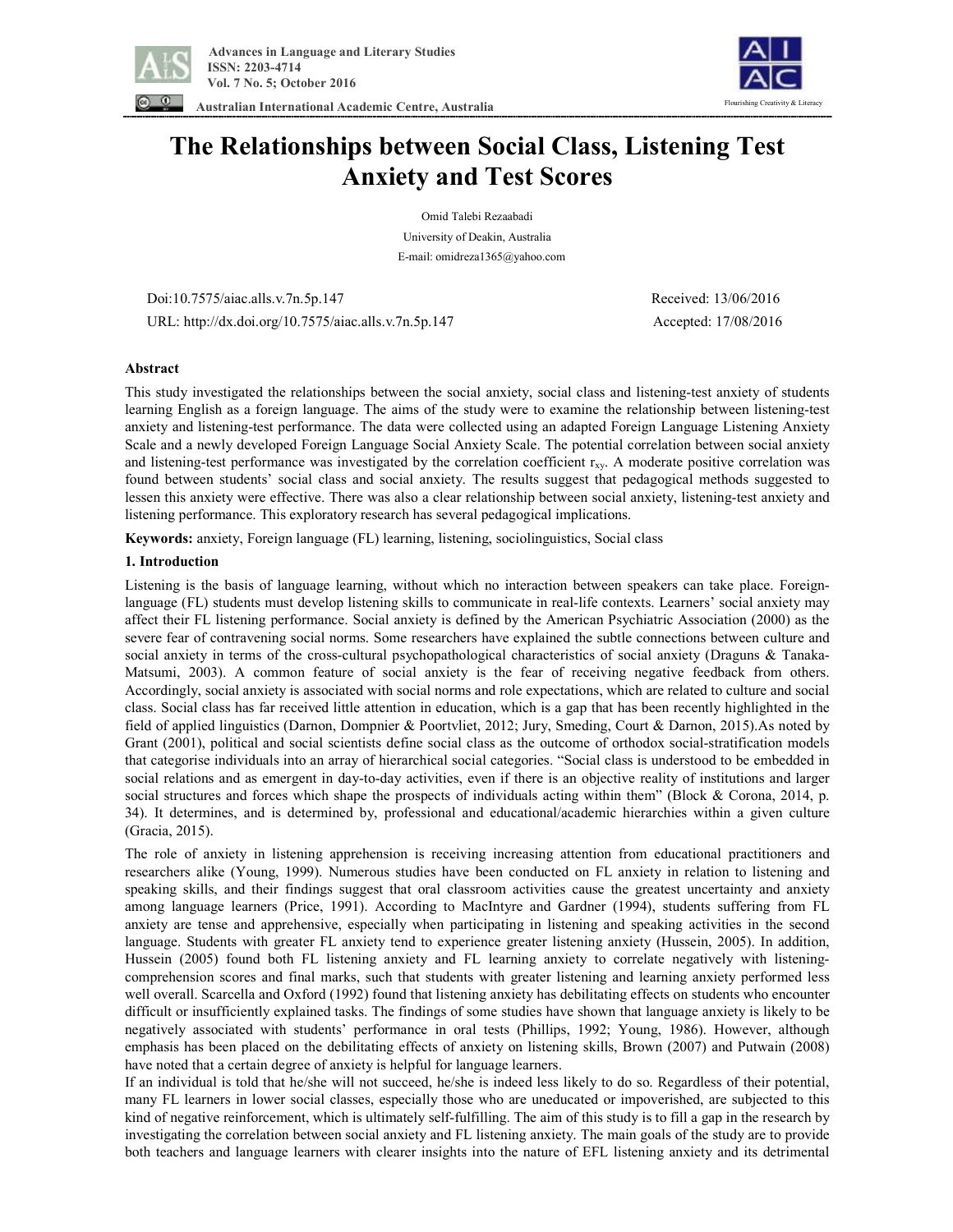# The Relationships between Social Class, Listening Test Anxiety and Test Scores

Omid Talebi Rezaabadi

University of Deakin, Australia

E-mail: omidreza1365@yahoo.com

Doi:10.7575/aiac.alls.v.7n.5p.147 Received: 13/06/2016

URL: http://dx.doi.org/10.7575/aiac.alls.v.7n.5p.147 Accepted: 17/08/2016

## Abstract

This study investigated the relationships between the social anxiety, social class and listening-test anxiety of students learning English as a foreign language. The aims of the study were to examine the relationship between listening-test anxiety and listening-test performance. The data were collected using an adapted Foreign Language Listening Anxiety Scale and a newly developed Foreign Language Social Anxiety Scale. The potential correlation between social anxiety and listening-test performance was investigated by the correlation coefficient $r_{xy}$. A moderate positive correlation was found between students' social class and social anxiety. The results suggest that pedagogical methods suggested to lessen this anxiety were effective. There was also a clear relationship between social anxiety, listening-test anxiety and listening performance. This exploratory research has several pedagogical implications.

**Keywords:** anxiety, Foreign language (FL) learning, listening, sociolinguistics, Social class

## 1. Introduction

Listening is the basis of language learning, without which no interaction between speakers can take place. Foreign-language (FL) students must develop listening skills to communicate in real-life contexts. Learners' social anxiety may affect their FL listening performance. Social anxiety is defined by the American Psychiatric Association (2000) as the severe fear of contravening social norms. Some researchers have explained the subtle connections between culture and social anxiety in terms of the cross-cultural psychopathological characteristics of social anxiety (Draguns & Tanaka-Matsumi, 2003). A common feature of social anxiety is the fear of receiving negative feedback from others. Accordingly, social anxiety is associated with social norms and role expectations, which are related to culture and social class. Social class has far received little attention in education, which is a gap that has been recently highlighted in the field of applied linguistics (Darnon, Dompnier & Poortvliet, 2012; Jury, Smeding, Court & Darnon, 2015).As noted by Grant (2001), political and social scientists define social class as the outcome of orthodox social-stratification models that categorise individuals into an array of hierarchical social categories. "Social class is understood to be embedded in social relations and as emergent in day-to-day activities, even if there is an objective reality of institutions and larger social structures and forces which shape the prospects of individuals acting within them" (Block & Corona, 2014, p. 34). It determines, and is determined by, professional and educational/academic hierarchies within a given culture (Gracia, 2015).

The role of anxiety in listening apprehension is receiving increasing attention from educational practitioners and researchers alike (Young, 1999). Numerous studies have been conducted on FL anxiety in relation to listening and speaking skills, and their findings suggest that oral classroom activities cause the greatest uncertainty and anxiety among language learners (Price, 1991). According to MacIntyre and Gardner (1994), students suffering from FL anxiety are tense and apprehensive, especially when participating in listening and speaking activities in the second language. Students with greater FL anxiety tend to experience greater listening anxiety (Hussein, 2005). In addition, Hussein (2005) found both FL listening anxiety and FL learning anxiety to correlate negatively with listening-comprehension scores and final marks, such that students with greater listening and learning anxiety performed less well overall. Scarcella and Oxford (1992) found that listening anxiety has debilitating effects on students who encounter difficult or insufficiently explained tasks. The findings of some studies have shown that language anxiety is likely to be negatively associated with students' performance in oral tests (Phillips, 1992; Young, 1986). However, although emphasis has been placed on the debilitating effects of anxiety on listening skills, Brown (2007) and Putwain (2008) have noted that a certain degree of anxiety is helpful for language learners.

If an individual is told that he/she will not succeed, he/she is indeed less likely to do so. Regardless of their potential, many FL learners in lower social classes, especially those who are uneducated or impoverished, are subjected to this kind of negative reinforcement, which is ultimately self-fulfilling. The aim of this study is to fill a gap in the research by investigating the correlation between social anxiety and FL listening anxiety. The main goals of the study are to provide both teachers and language learners with clearer insights into the nature of EFL listening anxiety and its detrimental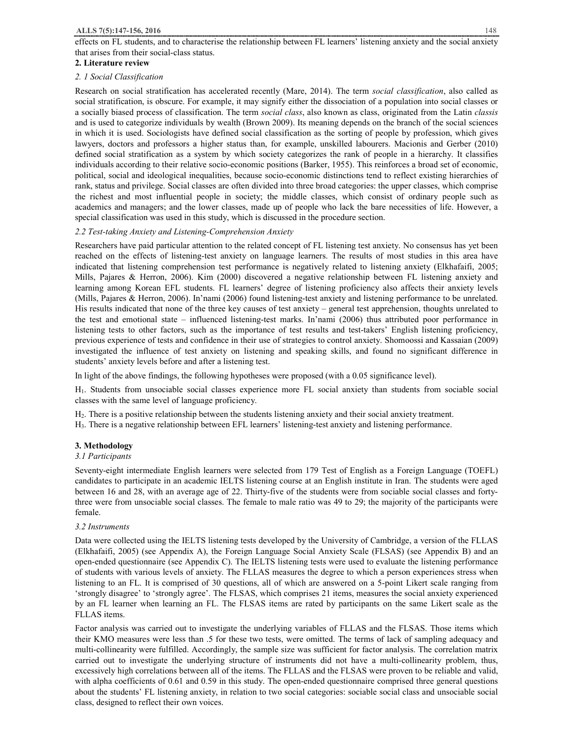effects on FL students, and to characterise the relationship between FL learners' listening anxiety and the social anxiety that arises from their social-class status.

## 2. Literature review

### *2. 1 Social Classification*

Research on social stratification has accelerated recently (Mare, 2014). The term *social classification*, also called as social stratification, is obscure. For example, it may signify either the dissociation of a population into social classes or a socially biased process of classification. The term *social class*, also known as class, originated from the Latin *classis* and is used to categorize individuals by wealth (Brown 2009). Its meaning depends on the branch of the social sciences in which it is used. Sociologists have defined social classification as the sorting of people by profession, which gives lawyers, doctors and professors a higher status than, for example, unskilled labourers. Macionis and Gerber (2010) defined social stratification as a system by which society categorizes the rank of people in a hierarchy. It classifies individuals according to their relative socio-economic positions (Barker, 1955). This reinforces a broad set of economic, political, social and ideological inequalities, because socio-economic distinctions tend to reflect existing hierarchies of rank, status and privilege. Social classes are often divided into three broad categories: the upper classes, which comprise the richest and most influential people in society; the middle classes, which consist of ordinary people such as academics and managers; and the lower classes, made up of people who lack the bare necessities of life. However, a special classification was used in this study, which is discussed in the procedure section.

### *2.2 Test-taking Anxiety and Listening-Comprehension Anxiety*

Researchers have paid particular attention to the related concept of FL listening test anxiety. No consensus has yet been reached on the effects of listening-test anxiety on language learners. The results of most studies in this area have indicated that listening comprehension test performance is negatively related to listening anxiety (Elkhafaifi, 2005; Mills, Pajares & Herron, 2006). Kim (2000) discovered a negative relationship between FL listening anxiety and learning among Korean EFL students. FL learners' degree of listening proficiency also affects their anxiety levels (Mills, Pajares & Herron, 2006). In'nami (2006) found listening-test anxiety and listening performance to be unrelated. His results indicated that none of the three key causes of test anxiety – general test apprehension, thoughts unrelated to the test and emotional state – influenced listening-test marks. In'nami (2006) thus attributed poor performance in listening tests to other factors, such as the importance of test results and test-takers' English listening proficiency, previous experience of tests and confidence in their use of strategies to control anxiety. Shomoossi and Kassaian (2009) investigated the influence of test anxiety on listening and speaking skills, and found no significant difference in students' anxiety levels before and after a listening test.

In light of the above findings, the following hypotheses were proposed (with a 0.05 significance level).

$H_1$. Students from unsociable social classes experience more FL social anxiety than students from sociable social classes with the same level of language proficiency.

$H_2$. There is a positive relationship between the students listening anxiety and their social anxiety treatment.

$H_3$. There is a negative relationship between EFL learners' listening-test anxiety and listening performance.

## 3. Methodology

### *3.1 Participants*

Seventy-eight intermediate English learners were selected from 179 Test of English as a Foreign Language (TOEFL) candidates to participate in an academic IELTS listening course at an English institute in Iran. The students were aged between 16 and 28, with an average age of 22. Thirty-five of the students were from sociable social classes and forty-three were from unsociable social classes. The female to male ratio was 49 to 29; the majority of the participants were female.

### *3.2 Instruments*

Data were collected using the IELTS listening tests developed by the University of Cambridge, a version of the FLLAS (Elkhafaifi, 2005) (see Appendix A), the Foreign Language Social Anxiety Scale (FLSAS) (see Appendix B) and an open-ended questionnaire (see Appendix C). The IELTS listening tests were used to evaluate the listening performance of students with various levels of anxiety. The FLLAS measures the degree to which a person experiences stress when listening to an FL. It is comprised of 30 questions, all of which are answered on a 5-point Likert scale ranging from 'strongly disagree' to 'strongly agree'. The FLSAS, which comprises 21 items, measures the social anxiety experienced by an FL learner when learning an FL. The FLSAS items are rated by participants on the same Likert scale as the FLLAS items.

Factor analysis was carried out to investigate the underlying variables of FLLAS and the FLSAS. Those items which their KMO measures were less than .5 for these two tests, were omitted. The terms of lack of sampling adequacy and multi-collinearity were fulfilled. Accordingly, the sample size was sufficient for factor analysis. The correlation matrix carried out to investigate the underlying structure of instruments did not have a multi-collinearity problem, thus, excessively high correlations between all of the items. The FLLAS and the FLSAS were proven to be reliable and valid, with alpha coefficients of 0.61 and 0.59 in this study. The open-ended questionnaire comprised three general questions about the students' FL listening anxiety, in relation to two social categories: sociable social class and unsociable social class, designed to reflect their own voices.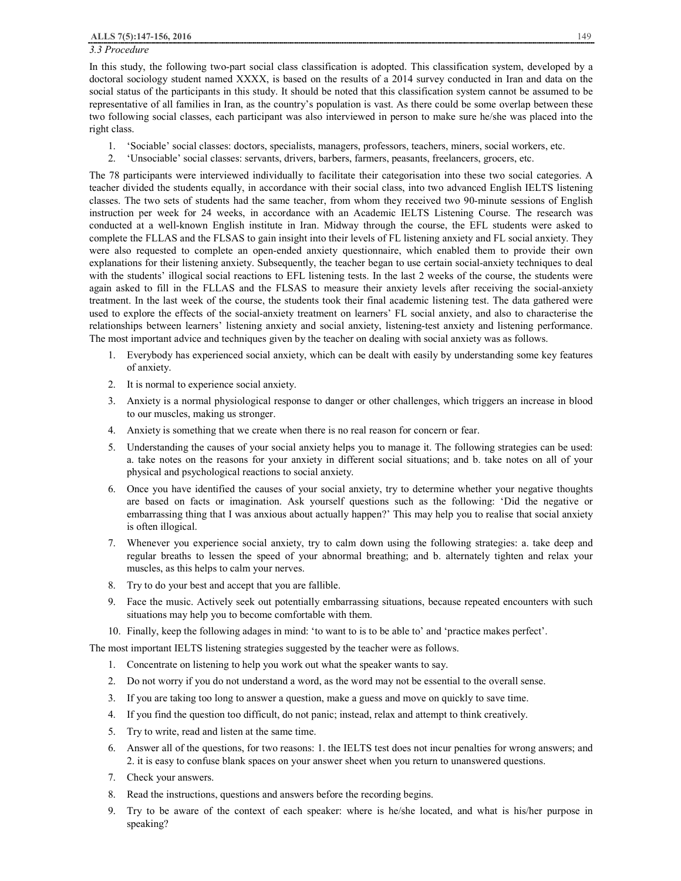### 3.3 Procedure

In this study, the following two-part social class classification is adopted. This classification system, developed by a doctoral sociology student named XXXX, is based on the results of a 2014 survey conducted in Iran and data on the social status of the participants in this study. It should be noted that this classification system cannot be assumed to be representative of all families in Iran, as the country's population is vast. As there could be some overlap between these two following social classes, each participant was also interviewed in person to make sure he/she was placed into the right class.

1. 'Sociable' social classes: doctors, specialists, managers, professors, teachers, miners, social workers, etc.
2. 'Unsociable' social classes: servants, drivers, barbers, farmers, peasants, freelancers, grocers, etc.

The 78 participants were interviewed individually to facilitate their categorisation into these two social categories. A teacher divided the students equally, in accordance with their social class, into two advanced English IELTS listening classes. The two sets of students had the same teacher, from whom they received two 90-minute sessions of English instruction per week for 24 weeks, in accordance with an Academic IELTS Listening Course. The research was conducted at a well-known English institute in Iran. Midway through the course, the EFL students were asked to complete the FLLAS and the FLSAS to gain insight into their levels of FL listening anxiety and FL social anxiety. They were also requested to complete an open-ended anxiety questionnaire, which enabled them to provide their own explanations for their listening anxiety. Subsequently, the teacher began to use certain social-anxiety techniques to deal with the students' illogical social reactions to EFL listening tests. In the last 2 weeks of the course, the students were again asked to fill in the FLLAS and the FLSAS to measure their anxiety levels after receiving the social-anxiety treatment. In the last week of the course, the students took their final academic listening test. The data gathered were used to explore the effects of the social-anxiety treatment on learners' FL social anxiety, and also to characterise the relationships between learners' listening anxiety and social anxiety, listening-test anxiety and listening performance. The most important advice and techniques given by the teacher on dealing with social anxiety was as follows.

1. Everybody has experienced social anxiety, which can be dealt with easily by understanding some key features of anxiety.
2. It is normal to experience social anxiety.
3. Anxiety is a normal physiological response to danger or other challenges, which triggers an increase in blood to our muscles, making us stronger.
4. Anxiety is something that we create when there is no real reason for concern or fear.
5. Understanding the causes of your social anxiety helps you to manage it. The following strategies can be used: a. take notes on the reasons for your anxiety in different social situations; and b. take notes on all of your physical and psychological reactions to social anxiety.
6. Once you have identified the causes of your social anxiety, try to determine whether your negative thoughts are based on facts or imagination. Ask yourself questions such as the following: 'Did the negative or embarrassing thing that I was anxious about actually happen?' This may help you to realise that social anxiety is often illogical.
7. Whenever you experience social anxiety, try to calm down using the following strategies: a. take deep and regular breaths to lessen the speed of your abnormal breathing; and b. alternately tighten and relax your muscles, as this helps to calm your nerves.
8. Try to do your best and accept that you are fallible.
9. Face the music. Actively seek out potentially embarrassing situations, because repeated encounters with such situations may help you to become comfortable with them.
10. Finally, keep the following adages in mind: 'to want to is to be able to' and 'practice makes perfect'.

The most important IELTS listening strategies suggested by the teacher were as follows.

1. Concentrate on listening to help you work out what the speaker wants to say.
2. Do not worry if you do not understand a word, as the word may not be essential to the overall sense.
3. If you are taking too long to answer a question, make a guess and move on quickly to save time.
4. If you find the question too difficult, do not panic; instead, relax and attempt to think creatively.
5. Try to write, read and listen at the same time.
6. Answer all of the questions, for two reasons: 1. the IELTS test does not incur penalties for wrong answers; and 2. it is easy to confuse blank spaces on your answer sheet when you return to unanswered questions.
7. Check your answers.
8. Read the instructions, questions and answers before the recording begins.
9. Try to be aware of the context of each speaker: where is he/she located, and what is his/her purpose in speaking?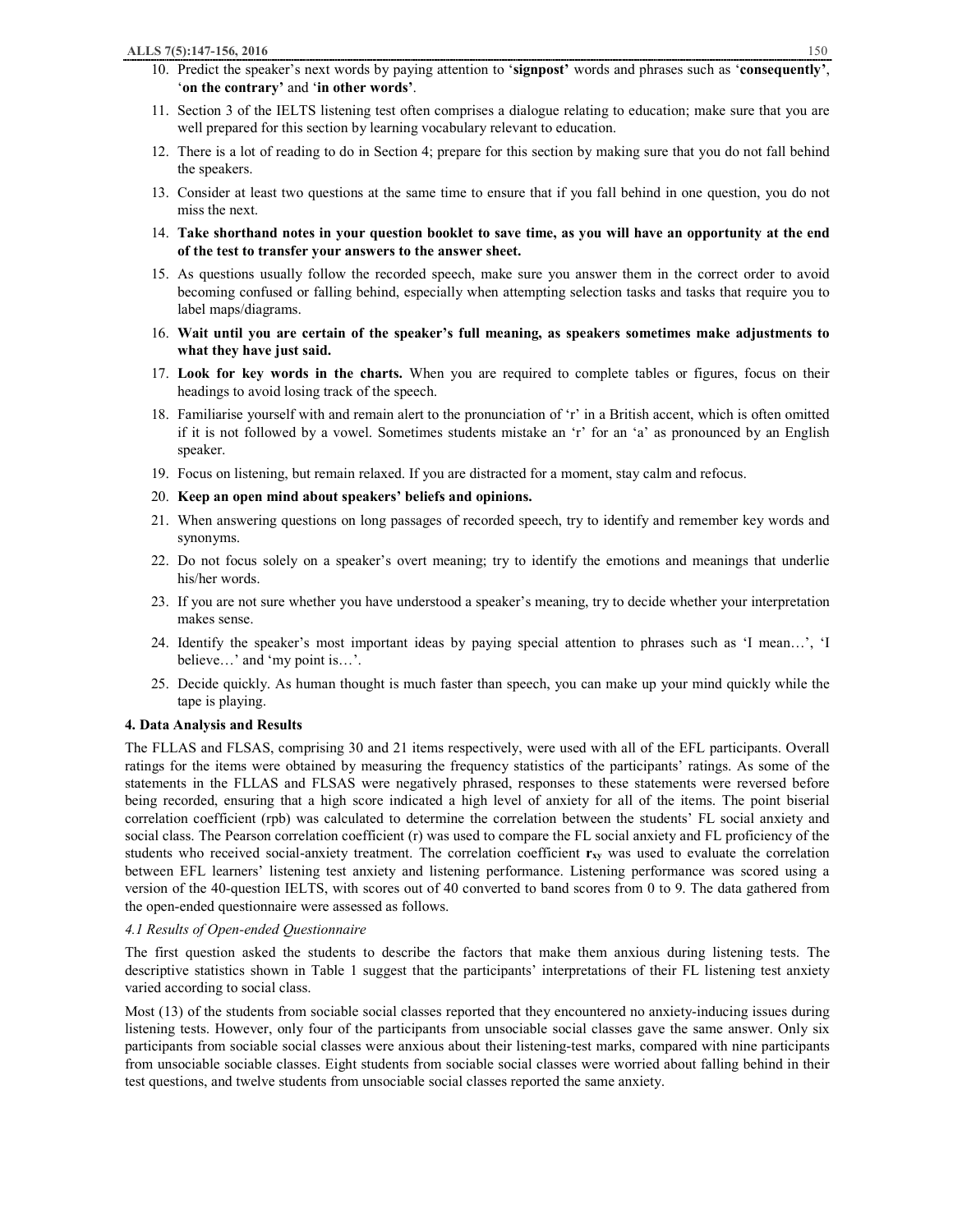10. Predict the speaker's next words by paying attention to '**signpost'** words and phrases such as '**consequently'**, '**on the contrary'** and '**in other words'**.
11. Section 3 of the IELTS listening test often comprises a dialogue relating to education; make sure that you are well prepared for this section by learning vocabulary relevant to education.
12. There is a lot of reading to do in Section 4; prepare for this section by making sure that you do not fall behind the speakers.
13. Consider at least two questions at the same time to ensure that if you fall behind in one question, you do not miss the next.
14. **Take shorthand notes in your question booklet to save time, as you will have an opportunity at the end of the test to transfer your answers to the answer sheet.**
15. As questions usually follow the recorded speech, make sure you answer them in the correct order to avoid becoming confused or falling behind, especially when attempting selection tasks and tasks that require you to label maps/diagrams.
16. **Wait until you are certain of the speaker's full meaning, as speakers sometimes make adjustments to what they have just said.**
17. **Look for key words in the charts.** When you are required to complete tables or figures, focus on their headings to avoid losing track of the speech.
18. Familiarise yourself with and remain alert to the pronunciation of 'r' in a British accent, which is often omitted if it is not followed by a vowel. Sometimes students mistake an 'r' for an 'a' as pronounced by an English speaker.
19. Focus on listening, but remain relaxed. If you are distracted for a moment, stay calm and refocus.
20. **Keep an open mind about speakers' beliefs and opinions.**
21. When answering questions on long passages of recorded speech, try to identify and remember key words and synonyms.
22. Do not focus solely on a speaker's overt meaning; try to identify the emotions and meanings that underlie his/her words.
23. If you are not sure whether you have understood a speaker's meaning, try to decide whether your interpretation makes sense.
24. Identify the speaker's most important ideas by paying special attention to phrases such as 'I mean…', 'I believe…' and 'my point is…'.
25. Decide quickly. As human thought is much faster than speech, you can make up your mind quickly while the tape is playing.

### 4. Data Analysis and Results

The FLLAS and FLSAS, comprising 30 and 21 items respectively, were used with all of the EFL participants. Overall ratings for the items were obtained by measuring the frequency statistics of the participants' ratings. As some of the statements in the FLLAS and FLSAS were negatively phrased, responses to these statements were reversed before being recorded, ensuring that a high score indicated a high level of anxiety for all of the items. The point biserial correlation coefficient (rpb) was calculated to determine the correlation between the students' FL social anxiety and social class. The Pearson correlation coefficient (r) was used to compare the FL social anxiety and FL proficiency of the students who received social-anxiety treatment. The correlation coefficient $\mathbf{r_{xy}}$ was used to evaluate the correlation between EFL learners' listening test anxiety and listening performance. Listening performance was scored using a version of the 40-question IELTS, with scores out of 40 converted to band scores from 0 to 9. The data gathered from the open-ended questionnaire were assessed as follows.

#### *4.1 Results of Open-ended Questionnaire*

The first question asked the students to describe the factors that make them anxious during listening tests. The descriptive statistics shown in Table 1 suggest that the participants' interpretations of their FL listening test anxiety varied according to social class.

Most (13) of the students from sociable social classes reported that they encountered no anxiety-inducing issues during listening tests. However, only four of the participants from unsociable social classes gave the same answer. Only six participants from sociable social classes were anxious about their listening-test marks, compared with nine participants from unsociable sociable classes. Eight students from sociable social classes were worried about falling behind in their test questions, and twelve students from unsociable social classes reported the same anxiety.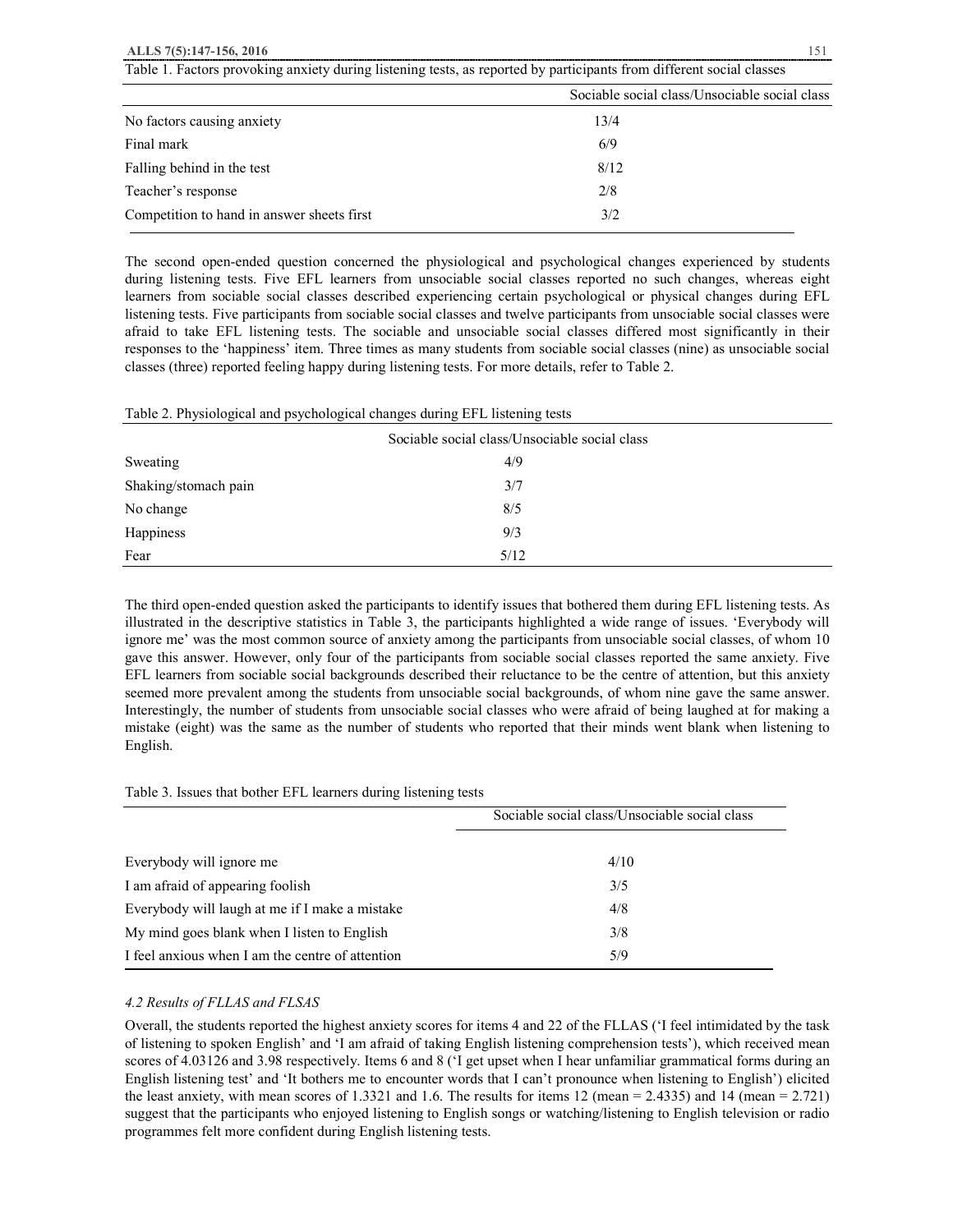Table 1. Factors provoking anxiety during listening tests, as reported by participants from different social classes

| | Sociable social class/Unsociable social class |
|---|---|
| No factors causing anxiety | 13/4 |
| Final mark | 6/9 |
| Falling behind in the test | 8/12 |
| Teacher's response | 2/8 |
| Competition to hand in answer sheets first | 3/2 |

The second open-ended question concerned the physiological and psychological changes experienced by students during listening tests. Five EFL learners from unsociable social classes reported no such changes, whereas eight learners from sociable social classes described experiencing certain psychological or physical changes during EFL listening tests. Five participants from sociable social classes and twelve participants from unsociable social classes were afraid to take EFL listening tests. The sociable and unsociable social classes differed most significantly in their responses to the 'happiness' item. Three times as many students from sociable social classes (nine) as unsociable social classes (three) reported feeling happy during listening tests. For more details, refer to Table 2.

Table 2. Physiological and psychological changes during EFL listening tests

| | Sociable social class/Unsociable social class |
|---|---|
| Sweating | 4/9 |
| Shaking/stomach pain | 3/7 |
| No change | 8/5 |
| Happiness | 9/3 |
| Fear | 5/12 |

The third open-ended question asked the participants to identify issues that bothered them during EFL listening tests. As illustrated in the descriptive statistics in Table 3, the participants highlighted a wide range of issues. 'Everybody will ignore me' was the most common source of anxiety among the participants from unsociable social classes, of whom 10 gave this answer. However, only four of the participants from sociable social classes reported the same anxiety. Five EFL learners from sociable social backgrounds described their reluctance to be the centre of attention, but this anxiety seemed more prevalent among the students from unsociable social backgrounds, of whom nine gave the same answer. Interestingly, the number of students from unsociable social classes who were afraid of being laughed at for making a mistake (eight) was the same as the number of students who reported that their minds went blank when listening to English.

Table 3. Issues that bother EFL learners during listening tests

| | Sociable social class/Unsociable social class |
|---|---|
| Everybody will ignore me | 4/10 |
| I am afraid of appearing foolish | 3/5 |
| Everybody will laugh at me if I make a mistake | 4/8 |
| My mind goes blank when I listen to English | 3/8 |
| I feel anxious when I am the centre of attention | 5/9 |

### *4.2 Results of FLLAS and FLSAS*

Overall, the students reported the highest anxiety scores for items 4 and 22 of the FLLAS ('I feel intimidated by the task of listening to spoken English' and 'I am afraid of taking English listening comprehension tests'), which received mean scores of 4.03126 and 3.98 respectively. Items 6 and 8 ('I get upset when I hear unfamiliar grammatical forms during an English listening test' and 'It bothers me to encounter words that I can't pronounce when listening to English') elicited the least anxiety, with mean scores of 1.3321 and 1.6. The results for items 12 (mean = 2.4335) and 14 (mean = 2.721) suggest that the participants who enjoyed listening to English songs or watching/listening to English television or radio programmes felt more confident during English listening tests.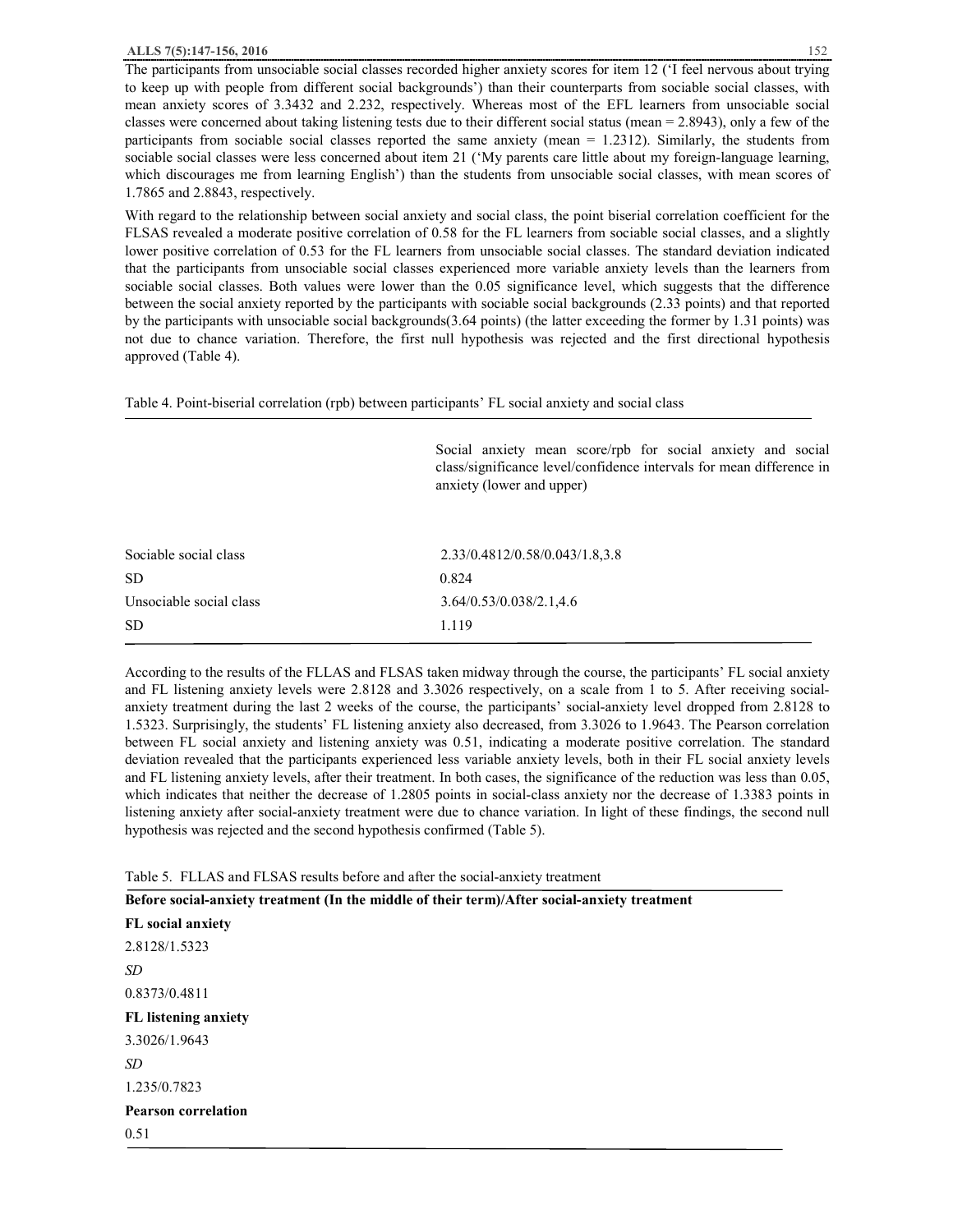The participants from unsociable social classes recorded higher anxiety scores for item 12 ('I feel nervous about trying to keep up with people from different social backgrounds') than their counterparts from sociable social classes, with mean anxiety scores of 3.3432 and 2.232, respectively. Whereas most of the EFL learners from unsociable social classes were concerned about taking listening tests due to their different social status (mean = 2.8943), only a few of the participants from sociable social classes reported the same anxiety (mean = 1.2312). Similarly, the students from sociable social classes were less concerned about item 21 ('My parents care little about my foreign-language learning, which discourages me from learning English') than the students from unsociable social classes, with mean scores of 1.7865 and 2.8843, respectively.

With regard to the relationship between social anxiety and social class, the point biserial correlation coefficient for the FLSAS revealed a moderate positive correlation of 0.58 for the FL learners from sociable social classes, and a slightly lower positive correlation of 0.53 for the FL learners from unsociable social classes. The standard deviation indicated that the participants from unsociable social classes experienced more variable anxiety levels than the learners from sociable social classes. Both values were lower than the 0.05 significance level, which suggests that the difference between the social anxiety reported by the participants with sociable social backgrounds (2.33 points) and that reported by the participants with unsociable social backgrounds(3.64 points) (the latter exceeding the former by 1.31 points) was not due to chance variation. Therefore, the first null hypothesis was rejected and the first directional hypothesis approved (Table 4).

Table 4. Point-biserial correlation (rpb) between participants' FL social anxiety and social class

| | Social anxiety mean score/rpb for social anxiety and social class/significance level/confidence intervals for mean difference in anxiety (lower and upper) |
|---|---|
| Sociable social class | 2.33/0.4812/0.58/0.043/1.8,3.8 |
| SD | 0.824 |
| Unsociable social class | 3.64/0.53/0.038/2.1,4.6 |
| SD | 1.119 |

According to the results of the FLLAS and FLSAS taken midway through the course, the participants' FL social anxiety and FL listening anxiety levels were 2.8128 and 3.3026 respectively, on a scale from 1 to 5. After receiving social-anxiety treatment during the last 2 weeks of the course, the participants' social-anxiety level dropped from 2.8128 to 1.5323. Surprisingly, the students' FL listening anxiety also decreased, from 3.3026 to 1.9643. The Pearson correlation between FL social anxiety and listening anxiety was 0.51, indicating a moderate positive correlation. The standard deviation revealed that the participants experienced less variable anxiety levels, both in their FL social anxiety levels and FL listening anxiety levels, after their treatment. In both cases, the significance of the reduction was less than 0.05, which indicates that neither the decrease of 1.2805 points in social-class anxiety nor the decrease of 1.3383 points in listening anxiety after social-anxiety treatment were due to chance variation. In light of these findings, the second null hypothesis was rejected and the second hypothesis confirmed (Table 5).

Table 5. FLLAS and FLSAS results before and after the social-anxiety treatment

| **Before social-anxiety treatment (In the middle of their term)/After social-anxiety treatment** |
|---|
| **FL social anxiety** |
| 2.8128/1.5323 |
| *SD* |
| 0.8373/0.4811 |
| **FL listening anxiety** |
| 3.3026/1.9643 |
| *SD* |
| 1.235/0.7823 |
| **Pearson correlation** |
| 0.51 |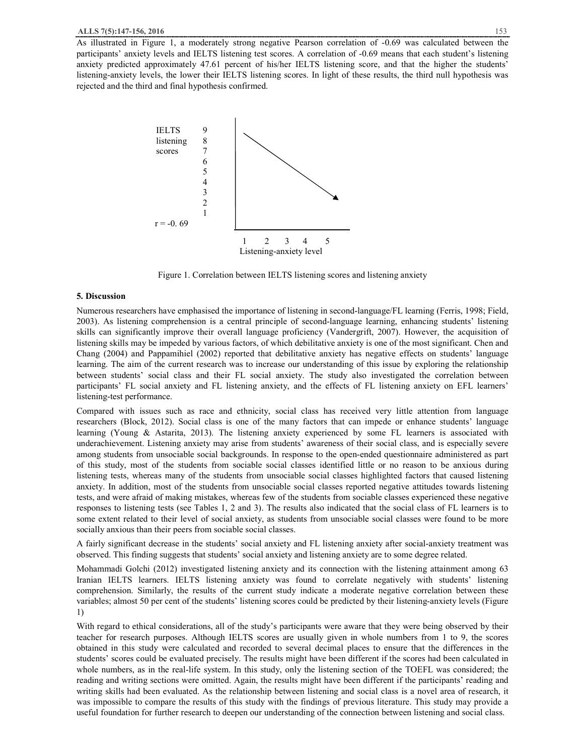As illustrated in Figure 1, a moderately strong negative Pearson correlation of -0.69 was calculated between the participants' anxiety levels and IELTS listening test scores. A correlation of -0.69 means that each student's listening anxiety predicted approximately 47.61 percent of his/her IELTS listening score, and that the higher the students' listening-anxiety levels, the lower their IELTS listening scores. In light of these results, the third null hypothesis was rejected and the third and final hypothesis confirmed.

IELTS listening scores: 9, 8, 7, 6, 5, 4, 3, 2, 1

$r = -0.69$

Listening-anxiety level: 1, 2, 3, 4, 5

Figure 1. Correlation between IELTS listening scores and listening anxiety

### 5. Discussion

Numerous researchers have emphasised the importance of listening in second-language/FL learning (Ferris, 1998; Field, 2003). As listening comprehension is a central principle of second-language learning, enhancing students' listening skills can significantly improve their overall language proficiency (Vandergrift, 2007). However, the acquisition of listening skills may be impeded by various factors, of which debilitative anxiety is one of the most significant. Chen and Chang (2004) and Pappamihiel (2002) reported that debilitative anxiety has negative effects on students' language learning. The aim of the current research was to increase our understanding of this issue by exploring the relationship between students' social class and their FL social anxiety. The study also investigated the correlation between participants' FL social anxiety and FL listening anxiety, and the effects of FL listening anxiety on EFL learners' listening-test performance.

Compared with issues such as race and ethnicity, social class has received very little attention from language researchers (Block, 2012). Social class is one of the many factors that can impede or enhance students' language learning (Young & Astarita, 2013). The listening anxiety experienced by some FL learners is associated with underachievement. Listening anxiety may arise from students' awareness of their social class, and is especially severe among students from unsociable social backgrounds. In response to the open-ended questionnaire administered as part of this study, most of the students from sociable social classes identified little or no reason to be anxious during listening tests, whereas many of the students from unsociable social classes highlighted factors that caused listening anxiety. In addition, most of the students from unsociable social classes reported negative attitudes towards listening tests, and were afraid of making mistakes, whereas few of the students from sociable social classes experienced these negative responses to listening tests (see Tables 1, 2 and 3). The results also indicated that the social class of FL learners is to some extent related to their level of social anxiety, as students from unsociable social classes were found to be more socially anxious than their peers from sociable social classes.

A fairly significant decrease in the students' social anxiety and FL listening anxiety after social-anxiety treatment was observed. This finding suggests that students' social anxiety and listening anxiety are to some degree related.

Mohammadi Golchi (2012) investigated listening anxiety and its connection with the listening attainment among 63 Iranian IELTS learners. IELTS listening anxiety was found to correlate negatively with students' listening comprehension. Similarly, the results of the current study indicate a moderate negative correlation between these variables; almost 50 per cent of the students' listening scores could be predicted by their listening-anxiety levels (Figure 1)

With regard to ethical considerations, all of the study's participants were aware that they were being observed by their teacher for research purposes. Although IELTS scores are usually given in whole numbers from 1 to 9, the scores obtained in this study were calculated and recorded to several decimal places to ensure that the differences in the students' scores could be evaluated precisely. The results might have been different if the scores had been calculated in whole numbers, as in the real-life system. In this study, only the listening section of the TOEFL was considered; the reading and writing sections were omitted. Again, the results might have been different if the participants' reading and writing skills had been evaluated. As the relationship between listening and social class is a novel area of research, it was impossible to compare the results of this study with the findings of previous literature. This study may provide a useful foundation for further research to deepen our understanding of the connection between listening and social class.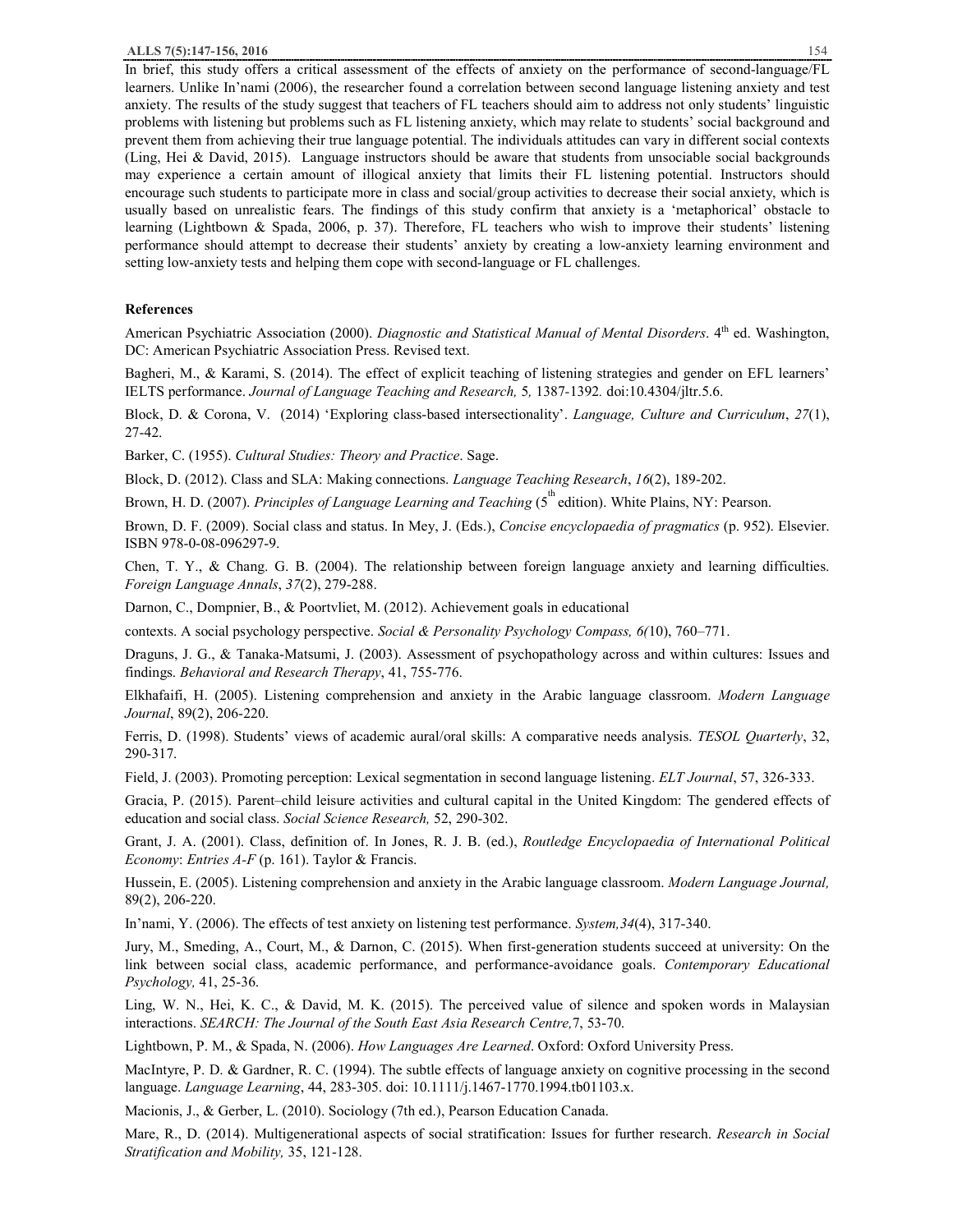In brief, this study offers a critical assessment of the effects of anxiety on the performance of second-language/FL learners. Unlike In'nami (2006), the researcher found a correlation between second language listening anxiety and test anxiety. The results of the study suggest that teachers of FL teachers should aim to address not only students' linguistic problems with listening but problems such as FL listening anxiety, which may relate to students' social background and prevent them from achieving their true language potential. The individuals attitudes can vary in different social contexts (Ling, Hei & David, 2015). Language instructors should be aware that students from unsociable social backgrounds may experience a certain amount of illogical anxiety that limits their FL listening potential. Instructors should encourage such students to participate more in class and social/group activities to decrease their social anxiety, which is usually based on unrealistic fears. The findings of this study confirm that anxiety is a 'metaphorical' obstacle to learning (Lightbown & Spada, 2006, p. 37). Therefore, FL teachers who wish to improve their students' listening performance should attempt to decrease their students' anxiety by creating a low-anxiety learning environment and setting low-anxiety tests and helping them cope with second-language or FL challenges.

## References

American Psychiatric Association (2000). *Diagnostic and Statistical Manual of Mental Disorders*. 4th ed. Washington, DC: American Psychiatric Association Press. Revised text.

Bagheri, M., & Karami, S. (2014). The effect of explicit teaching of listening strategies and gender on EFL learners' IELTS performance. *Journal of Language Teaching and Research,* 5, 1387-1392. doi:10.4304/jltr.5.6.

Block, D. & Corona, V. (2014) 'Exploring class-based intersectionality'. *Language, Culture and Curriculum*, *27*(1), 27-42.

Barker, C. (1955). *Cultural Studies: Theory and Practice*. Sage.

Block, D. (2012). Class and SLA: Making connections. *Language Teaching Research*, *16*(2), 189-202.

Brown, H. D. (2007). *Principles of Language Learning and Teaching* (5th edition). White Plains, NY: Pearson.

Brown, D. F. (2009). Social class and status. In Mey, J. (Eds.), *Concise encyclopaedia of pragmatics* (p. 952). Elsevier. ISBN 978-0-08-096297-9.

Chen, T. Y., & Chang. G. B. (2004). The relationship between foreign language anxiety and learning difficulties. *Foreign Language Annals*, *37*(2), 279-288.

Darnon, C., Dompnier, B., & Poortvliet, M. (2012). Achievement goals in educational

contexts. A social psychology perspective. *Social & Personality Psychology Compass, 6(*10), 760–771.

Draguns, J. G., & Tanaka-Matsumi, J. (2003). Assessment of psychopathology across and within cultures: Issues and findings. *Behavioral and Research Therapy*, 41, 755-776.

Elkhafaifi, H. (2005). Listening comprehension and anxiety in the Arabic language classroom. *Modern Language Journal*, 89(2), 206-220.

Ferris, D. (1998). Students' views of academic aural/oral skills: A comparative needs analysis. *TESOL Quarterly*, 32, 290-317.

Field, J. (2003). Promoting perception: Lexical segmentation in second language listening. *ELT Journal*, 57, 326-333.

Gracia, P. (2015). Parent–child leisure activities and cultural capital in the United Kingdom: The gendered effects of education and social class. *Social Science Research,* 52, 290-302.

Grant, J. A. (2001). Class, definition of. In Jones, R. J. B. (ed.), *Routledge Encyclopaedia of International Political Economy*: *Entries A-F* (p. 161). Taylor & Francis.

Hussein, E. (2005). Listening comprehension and anxiety in the Arabic language classroom. *Modern Language Journal,* 89(2), 206-220.

In'nami, Y. (2006). The effects of test anxiety on listening test performance. *System,34*(4), 317-340.

Jury, M., Smeding, A., Court, M., & Darnon, C. (2015). When first-generation students succeed at university: On the link between social class, academic performance, and performance-avoidance goals. *Contemporary Educational Psychology,* 41, 25-36.

Ling, W. N., Hei, K. C., & David, M. K. (2015). The perceived value of silence and spoken words in Malaysian interactions. *SEARCH: The Journal of the South East Asia Research Centre,*7, 53-70.

Lightbown, P. M., & Spada, N. (2006). *How Languages Are Learned*. Oxford: Oxford University Press.

MacIntyre, P. D. & Gardner, R. C. (1994). The subtle effects of language anxiety on cognitive processing in the second language. *Language Learning*, 44, 283-305. doi: 10.1111/j.1467-1770.1994.tb01103.x.

Macionis, J., & Gerber, L. (2010). Sociology (7th ed.), Pearson Education Canada.

Mare, R., D. (2014). Multigenerational aspects of social stratification: Issues for further research. *Research in Social Stratification and Mobility,* 35, 121-128.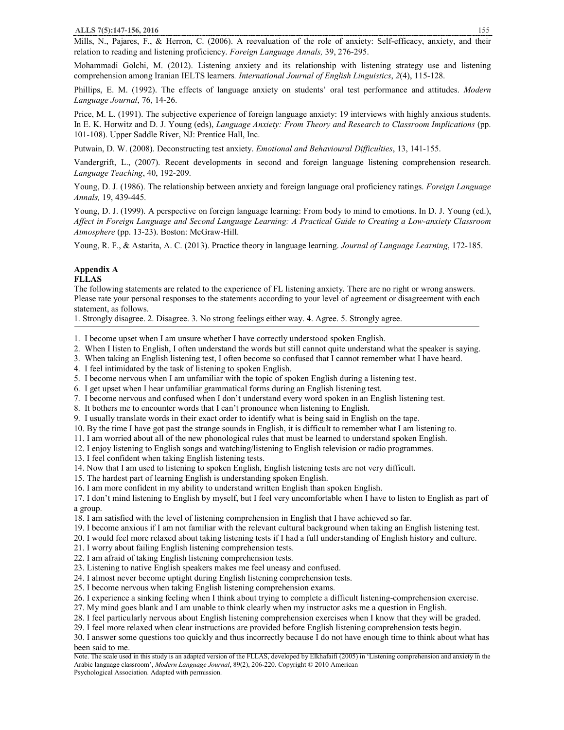Mills, N., Pajares, F., & Herron, C. (2006). A reevaluation of the role of anxiety: Self-efficacy, anxiety, and their relation to reading and listening proficiency. *Foreign Language Annals,* 39, 276-295.

Mohammadi Golchi, M. (2012). Listening anxiety and its relationship with listening strategy use and listening comprehension among Iranian IELTS learners. *International Journal of English Linguistics*, *2*(4), 115-128.

Phillips, E. M. (1992). The effects of language anxiety on students' oral test performance and attitudes. *Modern Language Journal*, 76, 14-26.

Price, M. L. (1991). The subjective experience of foreign language anxiety: 19 interviews with highly anxious students. In E. K. Horwitz and D. J. Young (eds), *Language Anxiety: From Theory and Research to Classroom Implications* (pp. 101-108). Upper Saddle River, NJ: Prentice Hall, Inc.

Putwain, D. W. (2008). Deconstructing test anxiety. *Emotional and Behavioural Difficulties*, 13, 141-155.

Vandergrift, L., (2007). Recent developments in second and foreign language listening comprehension research. *Language Teaching*, 40, 192-209.

Young, D. J. (1986). The relationship between anxiety and foreign language oral proficiency ratings. *Foreign Language Annals,* 19, 439-445.

Young, D. J. (1999). A perspective on foreign language learning: From body to mind to emotions. In D. J. Young (ed.), *Affect in Foreign Language and Second Language Learning: A Practical Guide to Creating a Low-anxiety Classroom Atmosphere* (pp. 13-23). Boston: McGraw-Hill.

Young, R. F., & Astarita, A. C. (2013). Practice theory in language learning. *Journal of Language Learning*, 172-185.

## Appendix A

### FLLAS

The following statements are related to the experience of FL listening anxiety. There are no right or wrong answers. Please rate your personal responses to the statements according to your level of agreement or disagreement with each statement, as follows.

1. Strongly disagree. 2. Disagree. 3. No strong feelings either way. 4. Agree. 5. Strongly agree.

---

1. I become upset when I am unsure whether I have correctly understood spoken English.
2. When I listen to English, I often understand the words but still cannot quite understand what the speaker is saying.
3. When taking an English listening test, I often become so confused that I cannot remember what I have heard.
4. I feel intimidated by the task of listening to spoken English.
5. I become nervous when I am unfamiliar with the topic of spoken English during a listening test.
6. I get upset when I hear unfamiliar grammatical forms during an English listening test.
7. I become nervous and confused when I don't understand every word spoken in an English listening test.
8. It bothers me to encounter words that I can't pronounce when listening to English.
9. I usually translate words in their exact order to identify what is being said in English on the tape.
10. By the time I have got past the strange sounds in English, it is difficult to remember what I am listening to.
11. I am worried about all of the new phonological rules that must be learned to understand spoken English.
12. I enjoy listening to English songs and watching/listening to English television or radio programmes.
13. I feel confident when taking English listening tests.
14. Now that I am used to listening to spoken English, English listening tests are not very difficult.
15. The hardest part of learning English is understanding spoken English.
16. I am more confident in my ability to understand written English than spoken English.
17. I don't mind listening to English by myself, but I feel very uncomfortable when I have to listen to English as part of a group.
18. I am satisfied with the level of listening comprehension in English that I have achieved so far.
19. I become anxious if I am not familiar with the relevant cultural background when taking an English listening test.
20. I would feel more relaxed about taking listening tests if I had a full understanding of English history and culture.
21. I worry about failing English listening comprehension tests.
22. I am afraid of taking English listening comprehension tests.
23. Listening to native English speakers makes me feel uneasy and confused.
24. I almost never become uptight during English listening comprehension tests.
25. I become nervous when taking English listening comprehension exams.
26. I experience a sinking feeling when I think about trying to complete a difficult listening-comprehension exercise.
27. My mind goes blank and I am unable to think clearly when my instructor asks me a question in English.
28. I feel particularly nervous about English listening comprehension exercises when I know that they will be graded.
29. I feel more relaxed when clear instructions are provided before English listening comprehension tests begin.
30. I answer some questions too quickly and thus incorrectly because I do not have enough time to think about what has been said to me.

---

Note. The scale used in this study is an adapted version of the FLLAS, developed by Elkhafaifi (2005) in 'Listening comprehension and anxiety in the Arabic language classroom', *Modern Language Journal*, 89(2), 206-220. Copyright © 2010 American Psychological Association. Adapted with permission.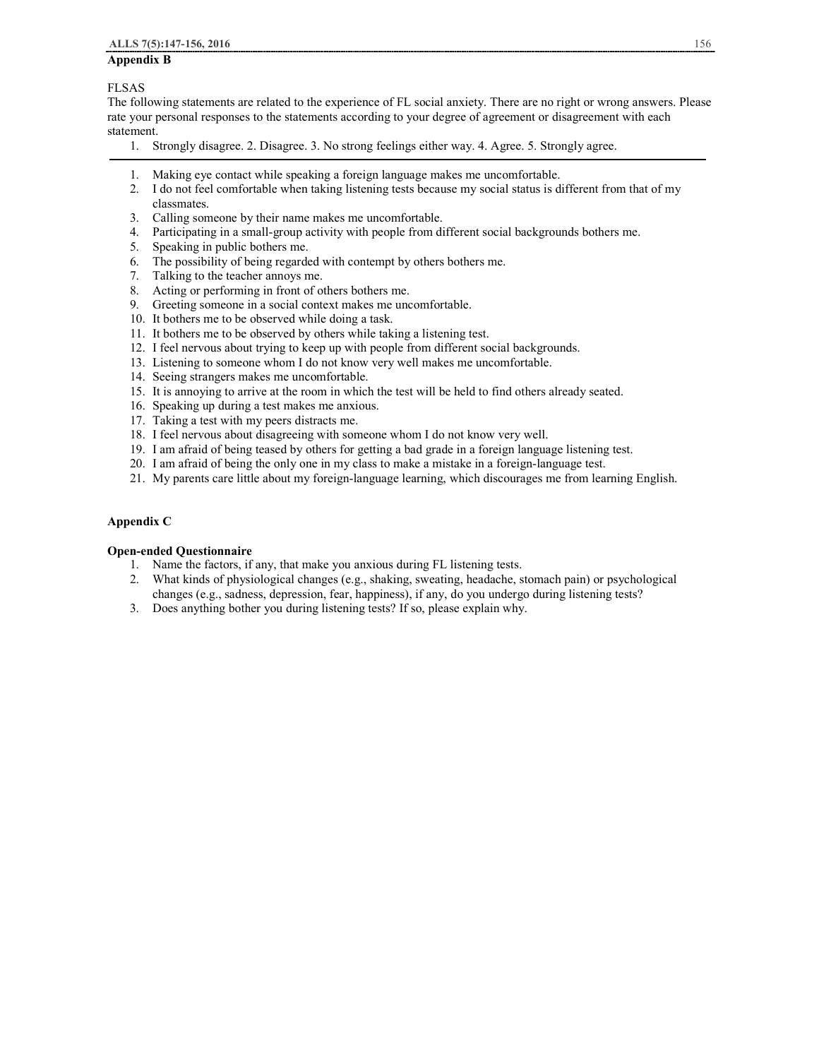## Appendix B

FLSAS

The following statements are related to the experience of FL social anxiety. There are no right or wrong answers. Please rate your personal responses to the statements according to your degree of agreement or disagreement with each statement.

1. Strongly disagree. 2. Disagree. 3. No strong feelings either way. 4. Agree. 5. Strongly agree.

---

1. Making eye contact while speaking a foreign language makes me uncomfortable.
2. I do not feel comfortable when taking listening tests because my social status is different from that of my classmates.
3. Calling someone by their name makes me uncomfortable.
4. Participating in a small-group activity with people from different social backgrounds bothers me.
5. Speaking in public bothers me.
6. The possibility of being regarded with contempt by others bothers me.
7. Talking to the teacher annoys me.
8. Acting or performing in front of others bothers me.
9. Greeting someone in a social context makes me uncomfortable.
10. It bothers me to be observed while doing a task.
11. It bothers me to be observed by others while taking a listening test.
12. I feel nervous about trying to keep up with people from different social backgrounds.
13. Listening to someone whom I do not know very well makes me uncomfortable.
14. Seeing strangers makes me uncomfortable.
15. It is annoying to arrive at the room in which the test will be held to find others already seated.
16. Speaking up during a test makes me anxious.
17. Taking a test with my peers distracts me.
18. I feel nervous about disagreeing with someone whom I do not know very well.
19. I am afraid of being teased by others for getting a bad grade in a foreign language listening test.
20. I am afraid of being the only one in my class to make a mistake in a foreign-language test.
21. My parents care little about my foreign-language learning, which discourages me from learning English.

## Appendix C

**Open-ended Questionnaire**

1. Name the factors, if any, that make you anxious during FL listening tests.
2. What kinds of physiological changes (e.g., shaking, sweating, headache, stomach pain) or psychological changes (e.g., sadness, depression, fear, happiness), if any, do you undergo during listening tests?
3. Does anything bother you during listening tests? If so, please explain why.